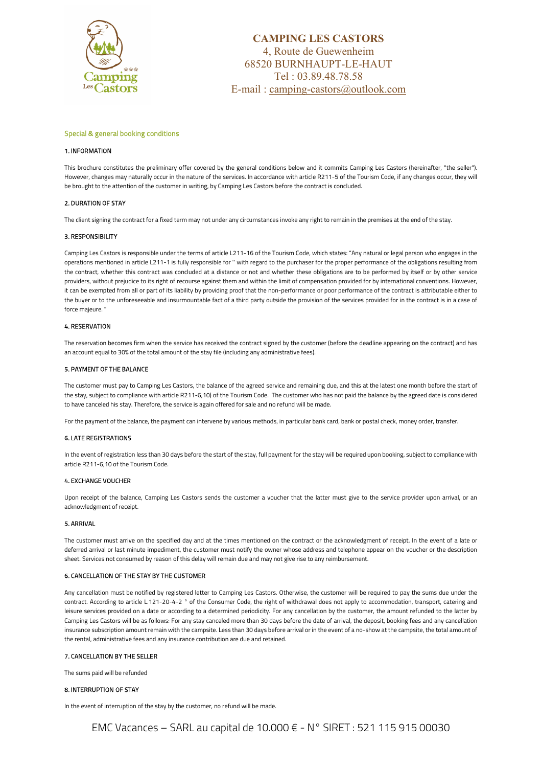**CAMPING LES CASTORS**
4, Route de Guewenheim
68520 BURNHAUPT-LE-HAUT
Tel : 03.89.48.78.58
E-mail : camping-castors@outlook.com

## Special & general booking conditions

### 1. INFORMATION

This brochure constitutes the preliminary offer covered by the general conditions below and it commits Camping Les Castors (hereinafter, "the seller"). However, changes may naturally occur in the nature of the services. In accordance with article R211-5 of the Tourism Code, if any changes occur, they will be brought to the attention of the customer in writing, by Camping Les Castors before the contract is concluded.

### 2. DURATION OF STAY

The client signing the contract for a fixed term may not under any circumstances invoke any right to remain in the premises at the end of the stay.

### 3. RESPONSIBILITY

Camping Les Castors is responsible under the terms of article L211-16 of the Tourism Code, which states: "Any natural or legal person who engages in the operations mentioned in article L211-1 is fully responsible for " with regard to the purchaser for the proper performance of the obligations resulting from the contract, whether this contract was concluded at a distance or not and whether these obligations are to be performed by itself or by other service providers, without prejudice to its right of recourse against them and within the limit of compensation provided for by international conventions. However, it can be exempted from all or part of its liability by providing proof that the non-performance or poor performance of the contract is attributable either to the buyer or to the unforeseeable and insurmountable fact of a third party outside the provision of the services provided for in the contract is in a case of force majeure. "

### 4. RESERVATION

The reservation becomes firm when the service has received the contract signed by the customer (before the deadline appearing on the contract) and has an account equal to 30% of the total amount of the stay file (including any administrative fees).

### 5. PAYMENT OF THE BALANCE

The customer must pay to Camping Les Castors, the balance of the agreed service and remaining due, and this at the latest one month before the start of the stay, subject to compliance with article R211-6,10) of the Tourism Code. The customer who has not paid the balance by the agreed date is considered to have canceled his stay. Therefore, the service is again offered for sale and no refund will be made.

For the payment of the balance, the payment can intervene by various methods, in particular bank card, bank or postal check, money order, transfer.

### 6. LATE REGISTRATIONS

In the event of registration less than 30 days before the start of the stay, full payment for the stay will be required upon booking, subject to compliance with article R211-6,10 of the Tourism Code.

### 4. EXCHANGE VOUCHER

Upon receipt of the balance, Camping Les Castors sends the customer a voucher that the latter must give to the service provider upon arrival, or an acknowledgment of receipt.

### 5. ARRIVAL

The customer must arrive on the specified day and at the times mentioned on the contract or the acknowledgment of receipt. In the event of a late or deferred arrival or last minute impediment, the customer must notify the owner whose address and telephone appear on the voucher or the description sheet. Services not consumed by reason of this delay will remain due and may not give rise to any reimbursement.

### 6. CANCELLATION OF THE STAY BY THE CUSTOMER

Any cancellation must be notified by registered letter to Camping Les Castors. Otherwise, the customer will be required to pay the sums due under the contract. According to article L.121-20-4-2 ° of the Consumer Code, the right of withdrawal does not apply to accommodation, transport, catering and leisure services provided on a date or according to a determined periodicity. For any cancellation by the customer, the amount refunded to the latter by Camping Les Castors will be as follows: For any stay canceled more than 30 days before the date of arrival, the deposit, booking fees and any cancellation insurance subscription amount remain with the campsite. Less than 30 days before arrival or in the event of a no-show at the campsite, the total amount of the rental, administrative fees and any insurance contribution are due and retained.

### 7. CANCELLATION BY THE SELLER

The sums paid will be refunded

### 8. INTERRUPTION OF STAY

In the event of interruption of the stay by the customer, no refund will be made.

EMC Vacances – SARL au capital de 10.000 € - N° SIRET : 521 115 915 00030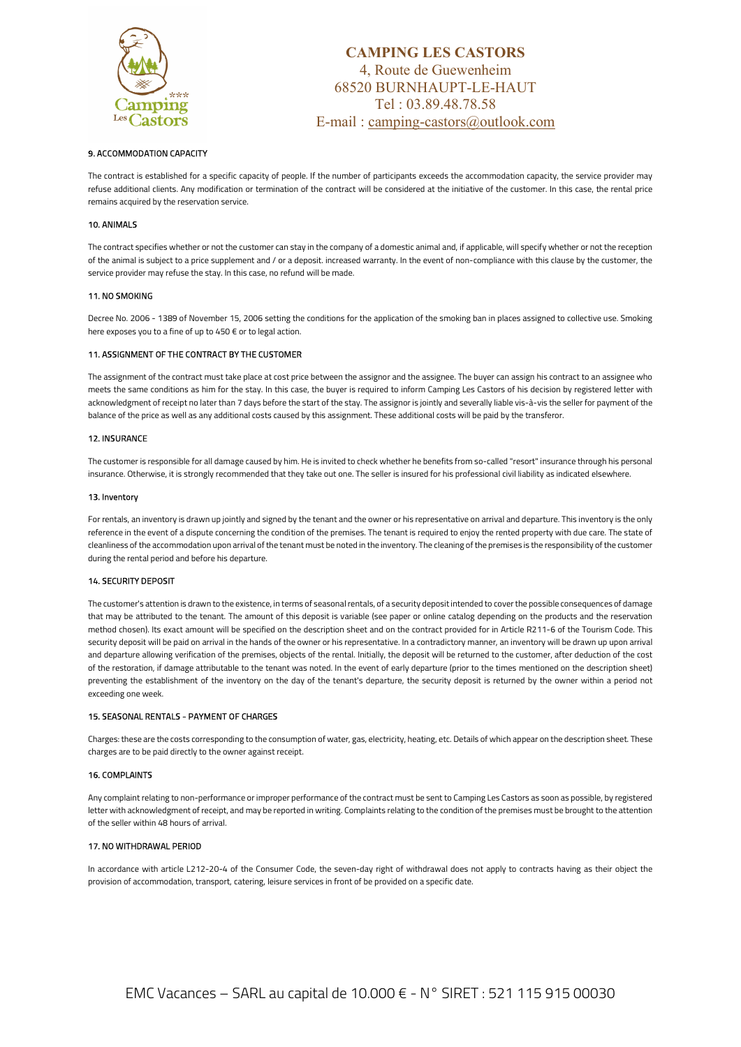**CAMPING LES CASTORS**
4, Route de Guewenheim
68520 BURNHAUPT-LE-HAUT
Tel : 03.89.48.78.58
E-mail : camping-castors@outlook.com

### 9. ACCOMMODATION CAPACITY

The contract is established for a specific capacity of people. If the number of participants exceeds the accommodation capacity, the service provider may refuse additional clients. Any modification or termination of the contract will be considered at the initiative of the customer. In this case, the rental price remains acquired by the reservation service.

### 10. ANIMALS

The contract specifies whether or not the customer can stay in the company of a domestic animal and, if applicable, will specify whether or not the reception of the animal is subject to a price supplement and / or a deposit. increased warranty. In the event of non-compliance with this clause by the customer, the service provider may refuse the stay. In this case, no refund will be made.

### 11. NO SMOKING

Decree No. 2006 - 1389 of November 15, 2006 setting the conditions for the application of the smoking ban in places assigned to collective use. Smoking here exposes you to a fine of up to 450 € or to legal action.

### 11. ASSIGNMENT OF THE CONTRACT BY THE CUSTOMER

The assignment of the contract must take place at cost price between the assignor and the assignee. The buyer can assign his contract to an assignee who meets the same conditions as him for the stay. In this case, the buyer is required to inform Camping Les Castors of his decision by registered letter with acknowledgment of receipt no later than 7 days before the start of the stay. The assignor is jointly and severally liable vis-à-vis the seller for payment of the balance of the price as well as any additional costs caused by this assignment. These additional costs will be paid by the transferor.

### 12. INSURANCE

The customer is responsible for all damage caused by him. He is invited to check whether he benefits from so-called "resort" insurance through his personal insurance. Otherwise, it is strongly recommended that they take out one. The seller is insured for his professional civil liability as indicated elsewhere.

### 13. Inventory

For rentals, an inventory is drawn up jointly and signed by the tenant and the owner or his representative on arrival and departure. This inventory is the only reference in the event of a dispute concerning the condition of the premises. The tenant is required to enjoy the rented property with due care. The state of cleanliness of the accommodation upon arrival of the tenant must be noted in the inventory. The cleaning of the premises is the responsibility of the customer during the rental period and before his departure.

### 14. SECURITY DEPOSIT

The customer's attention is drawn to the existence, in terms of seasonal rentals, of a security deposit intended to cover the possible consequences of damage that may be attributed to the tenant. The amount of this deposit is variable (see paper or online catalog depending on the products and the reservation method chosen). Its exact amount will be specified on the description sheet and on the contract provided for in Article R211-6 of the Tourism Code. This security deposit will be paid on arrival in the hands of the owner or his representative. In a contradictory manner, an inventory will be drawn up upon arrival and departure allowing verification of the premises, objects of the rental. Initially, the deposit will be returned to the customer, after deduction of the cost of the restoration, if damage attributable to the tenant was noted. In the event of early departure (prior to the times mentioned on the description sheet) preventing the establishment of the inventory on the day of the tenant's departure, the security deposit is returned by the owner within a period not exceeding one week.

### 15. SEASONAL RENTALS - PAYMENT OF CHARGES

Charges: these are the costs corresponding to the consumption of water, gas, electricity, heating, etc. Details of which appear on the description sheet. These charges are to be paid directly to the owner against receipt.

### 16. COMPLAINTS

Any complaint relating to non-performance or improper performance of the contract must be sent to Camping Les Castors as soon as possible, by registered letter with acknowledgment of receipt, and may be reported in writing. Complaints relating to the condition of the premises must be brought to the attention of the seller within 48 hours of arrival.

### 17. NO WITHDRAWAL PERIOD

In accordance with article L212-20-4 of the Consumer Code, the seven-day right of withdrawal does not apply to contracts having as their object the provision of accommodation, transport, catering, leisure services in front of be provided on a specific date.

EMC Vacances – SARL au capital de 10.000 € - N° SIRET : 521 115 915 00030